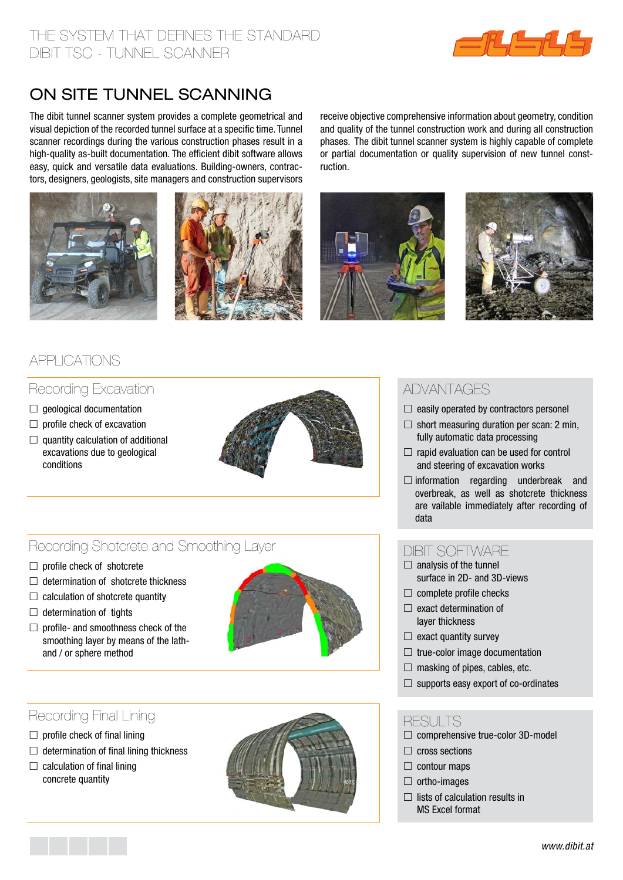THE SYSTEM THAT DEFINES THE STANDARD
DIBIT TSC - TUNNEL SCANNER

# ON SITE TUNNEL SCANNING

The dibit tunnel scanner system provides a complete geometrical and visual depiction of the recorded tunnel surface at a specific time. Tunnel scanner recordings during the various construction phases result in a high-quality as-built documentation. The efficient dibit software allows easy, quick and versatile data evaluations. Building-owners, contractors, designers, geologists, site managers and construction supervisors receive objective comprehensive information about geometry, condition and quality of the tunnel construction work and during all construction phases. The dibit tunnel scanner system is highly capable of complete or partial documentation or quality supervision of new tunnel construction.

## APPLICATIONS

### Recording Excavation

- ☐ geological documentation
- ☐ profile check of excavation
- ☐ quantity calculation of additional excavations due to geological conditions

### Recording Shotcrete and Smoothing Layer

- ☐ profile check of shotcrete
- ☐ determination of shotcrete thickness
- ☐ calculation of shotcrete quantity
- ☐ determination of tights
- ☐ profile- and smoothness check of the smoothing layer by means of the lath- and / or sphere method

### Recording Final Lining

- ☐ profile check of final lining
- ☐ determination of final lining thickness
- ☐ calculation of final lining concrete quantity

## ADVANTAGES

- ☐ easily operated by contractors personel
- ☐ short measuring duration per scan: 2 min, fully automatic data processing
- ☐ rapid evaluation can be used for control and steering of excavation works
- ☐ information regarding underbreak and overbreak, as well as shotcrete thickness are vailable immediately after recording of data

## DIBIT SOFTWARE

- ☐ analysis of the tunnel surface in 2D- and 3D-views
- ☐ complete profile checks
- ☐ exact determination of layer thickness
- ☐ exact quantity survey
- ☐ true-color image documentation
- ☐ masking of pipes, cables, etc.
- ☐ supports easy export of co-ordinates

## RESULTS

- ☐ comprehensive true-color 3D-model
- ☐ cross sections
- ☐ contour maps
- ☐ ortho-images
- ☐ lists of calculation results in MS Excel format

*www.dibit.at*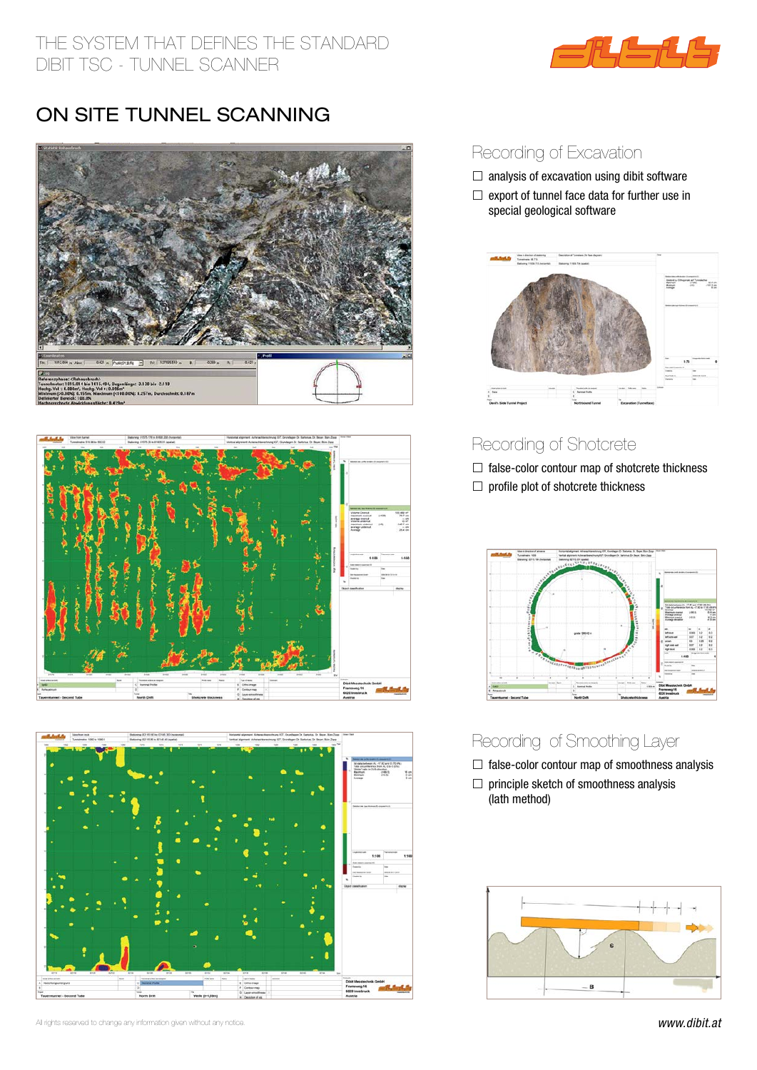THE SYSTEM THAT DEFINES THE STANDARD
DIBIT TSC - TUNNEL SCANNER

# ON SITE TUNNEL SCANNING

## Recording of Excavation

- analysis of excavation using dibit software
- export of tunnel face data for further use in special geological software

## Recording of Shotcrete

- false-color contour map of shotcrete thickness
- profile plot of shotcrete thickness

## Recording of Smoothing Layer

- false-color contour map of smoothness analysis
- principle sketch of smoothness analysis (lath method)

All rights reserved to change any information given without any notice.

www.dibit.at